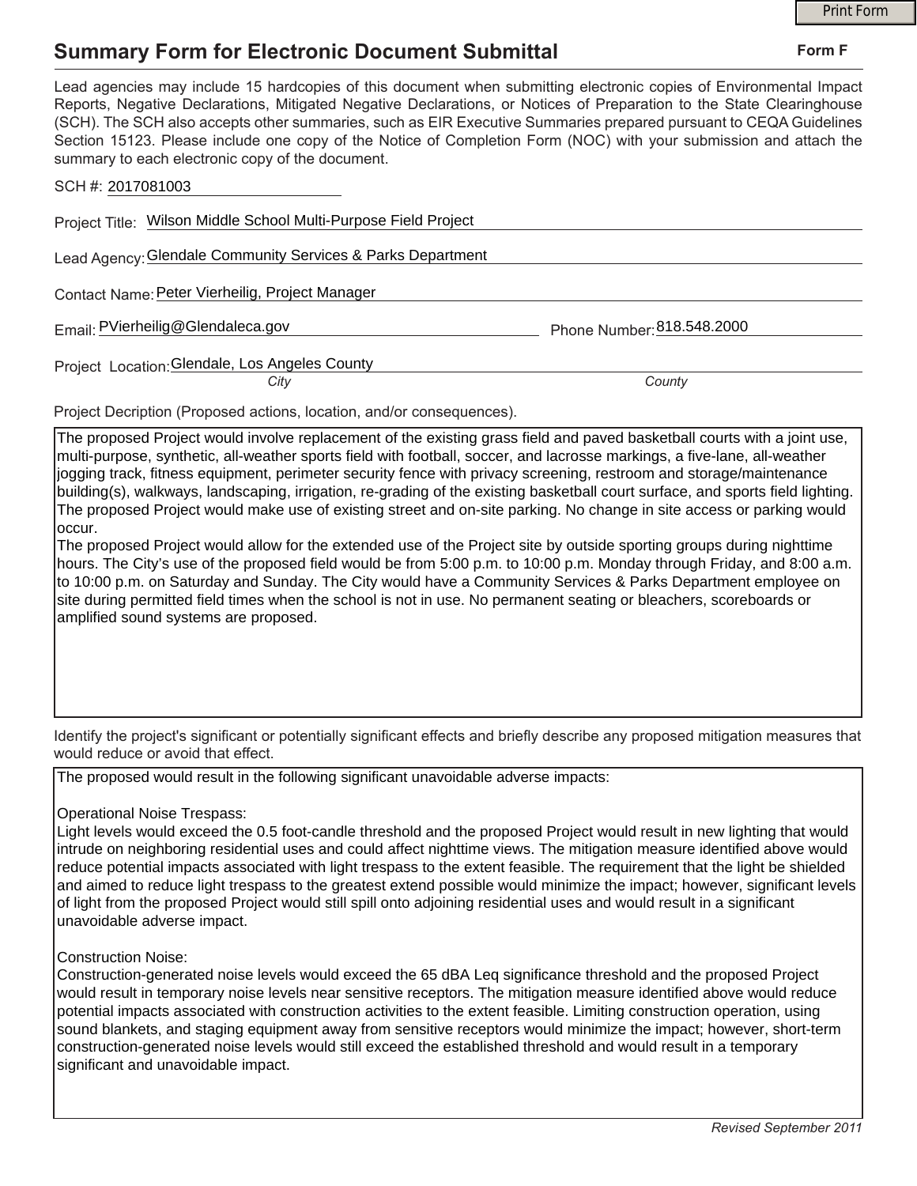# Summary Form for Electronic Document Submittal

**Form F**

Lead agencies may include 15 hardcopies of this document when submitting electronic copies of Environmental Impact Reports, Negative Declarations, Mitigated Negative Declarations, or Notices of Preparation to the State Clearinghouse (SCH). The SCH also accepts other summaries, such as EIR Executive Summaries prepared pursuant to CEQA Guidelines Section 15123. Please include one copy of the Notice of Completion Form (NOC) with your submission and attach the summary to each electronic copy of the document.

SCH #: 2017081003

Project Title: Wilson Middle School Multi-Purpose Field Project

Lead Agency: Glendale Community Services & Parks Department

Contact Name: Peter Vierheilig, Project Manager

Email: PVierheilig@Glendaleca.gov

Phone Number: 818.548.2000

Project Location: Glendale, Los Angeles County

*City* *County*

Project Decription (Proposed actions, location, and/or consequences).

The proposed Project would involve replacement of the existing grass field and paved basketball courts with a joint use, multi-purpose, synthetic, all-weather sports field with football, soccer, and lacrosse markings, a five-lane, all-weather jogging track, fitness equipment, perimeter security fence with privacy screening, restroom and storage/maintenance building(s), walkways, landscaping, irrigation, re-grading of the existing basketball court surface, and sports field lighting. The proposed Project would make use of existing street and on-site parking. No change in site access or parking would occur.

The proposed Project would allow for the extended use of the Project site by outside sporting groups during nighttime hours. The City's use of the proposed field would be from 5:00 p.m. to 10:00 p.m. Monday through Friday, and 8:00 a.m. to 10:00 p.m. on Saturday and Sunday. The City would have a Community Services & Parks Department employee on site during permitted field times when the school is not in use. No permanent seating or bleachers, scoreboards or amplified sound systems are proposed.

Identify the project's significant or potentially significant effects and briefly describe any proposed mitigation measures that would reduce or avoid that effect.

The proposed would result in the following significant unavoidable adverse impacts:

Operational Noise Trespass:
Light levels would exceed the 0.5 foot-candle threshold and the proposed Project would result in new lighting that would intrude on neighboring residential uses and could affect nighttime views. The mitigation measure identified above would reduce potential impacts associated with light trespass to the extent feasible. The requirement that the light be shielded and aimed to reduce light trespass to the greatest extend possible would minimize the impact; however, significant levels of light from the proposed Project would still spill onto adjoining residential uses and would result in a significant unavoidable adverse impact.

Construction Noise:
Construction-generated noise levels would exceed the 65 dBA Leq significance threshold and the proposed Project would result in temporary noise levels near sensitive receptors. The mitigation measure identified above would reduce potential impacts associated with construction activities to the extent feasible. Limiting construction operation, using sound blankets, and staging equipment away from sensitive receptors would minimize the impact; however, short-term construction-generated noise levels would still exceed the established threshold and would result in a temporary significant and unavoidable impact.

*Revised September 2011*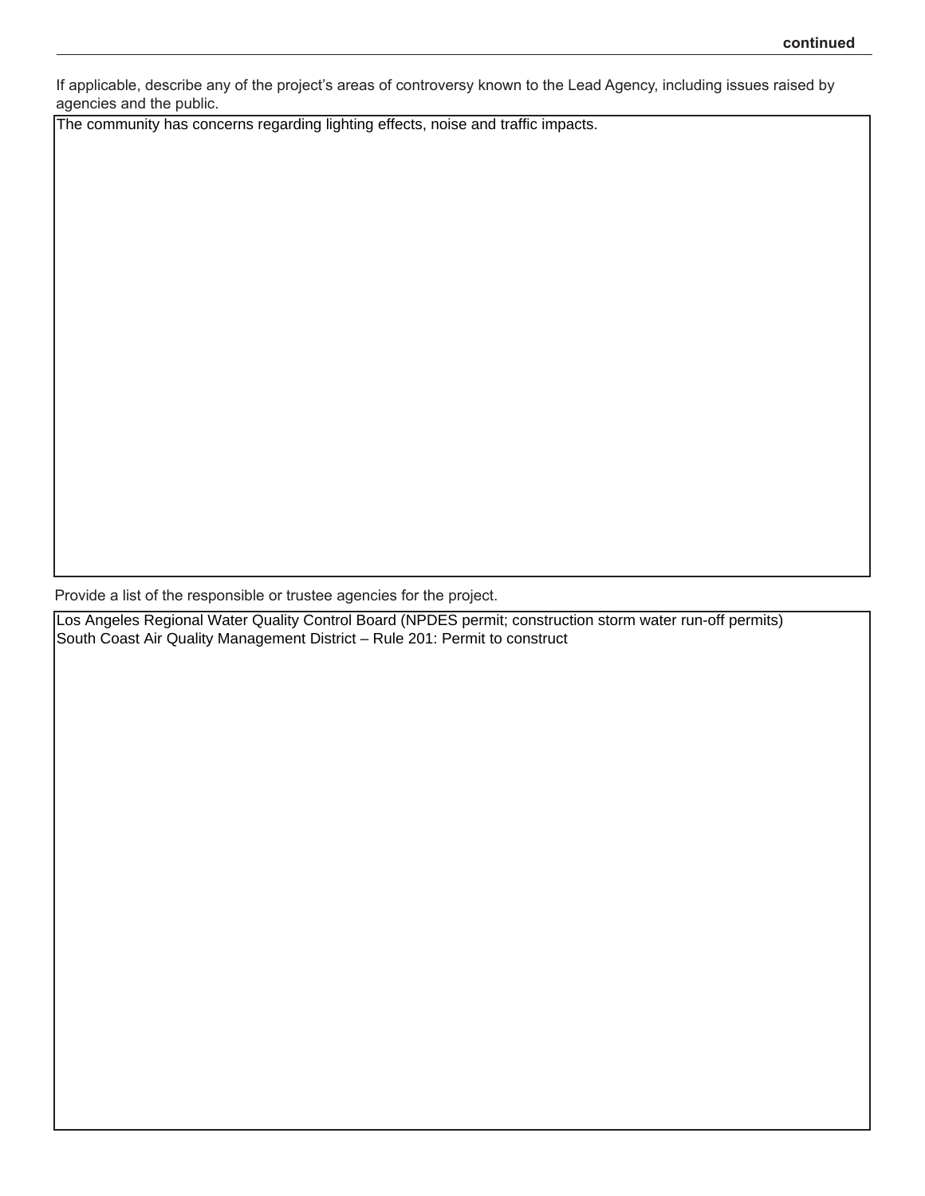If applicable, describe any of the project's areas of controversy known to the Lead Agency, including issues raised by agencies and the public.

The community has concerns regarding lighting effects, noise and traffic impacts.

Provide a list of the responsible or trustee agencies for the project.

Los Angeles Regional Water Quality Control Board (NPDES permit; construction storm water run-off permits)
South Coast Air Quality Management District – Rule 201: Permit to construct